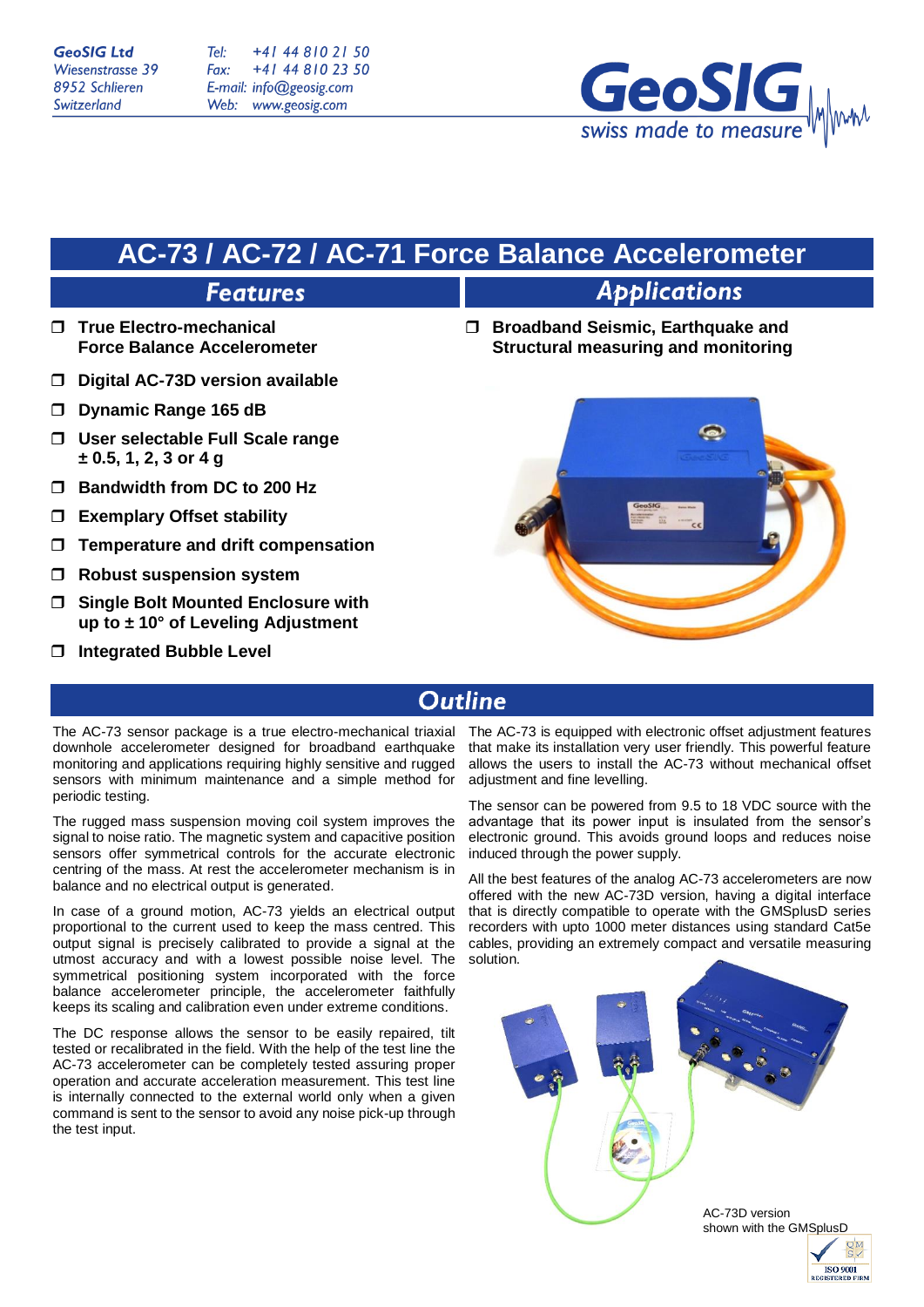GeoSIG Ltd
Wiesenstrasse 39
8952 Schlieren
Switzerland

Tel: +41 44 810 21 50
Fax: +41 44 810 23 50
E-mail: info@geosig.com
Web: www.geosig.com

GeoSIG swiss made to measure

# AC-73 / AC-72 / AC-71 Force Balance Accelerometer

## Features

- **True Electro-mechanical Force Balance Accelerometer**
- **Digital AC-73D version available**
- **Dynamic Range 165 dB**
- **User selectable Full Scale range ± 0.5, 1, 2, 3 or 4 g**
- **Bandwidth from DC to 200 Hz**
- **Exemplary Offset stability**
- **Temperature and drift compensation**
- **Robust suspension system**
- **Single Bolt Mounted Enclosure with up to ± 10° of Leveling Adjustment**
- **Integrated Bubble Level**

## Applications

- **Broadband Seismic, Earthquake and Structural measuring and monitoring**

## Outline

The AC-73 sensor package is a true electro-mechanical triaxial downhole accelerometer designed for broadband earthquake monitoring and applications requiring highly sensitive and rugged sensors with minimum maintenance and a simple method for periodic testing.

The rugged mass suspension moving coil system improves the signal to noise ratio. The magnetic system and capacitive position sensors offer symmetrical controls for the accurate electronic centring of the mass. At rest the accelerometer mechanism is in balance and no electrical output is generated.

In case of a ground motion, AC-73 yields an electrical output proportional to the current used to keep the mass centred. This output signal is precisely calibrated to provide a signal at the utmost accuracy and with a lowest possible noise level. The symmetrical positioning system incorporated with the force balance accelerometer principle, the accelerometer faithfully keeps its scaling and calibration even under extreme conditions.

The DC response allows the sensor to be easily repaired, tilt tested or recalibrated in the field. With the help of the test line the AC-73 accelerometer can be completely tested assuring proper operation and accurate acceleration measurement. This test line is internally connected to the external world only when a given command is sent to the sensor to avoid any noise pick-up through the test input.

The AC-73 is equipped with electronic offset adjustment features that make its installation very user friendly. This powerful feature allows the users to install the AC-73 without mechanical offset adjustment and fine levelling.

The sensor can be powered from 9.5 to 18 VDC source with the advantage that its power input is insulated from the sensor's electronic ground. This avoids ground loops and reduces noise induced through the power supply.

All the best features of the analog AC-73 accelerometers are now offered with the new AC-73D version, having a digital interface that is directly compatible to operate with the GMSplusD series recorders with upto 1000 meter distances using standard Cat5e cables, providing an extremely compact and versatile measuring solution.

AC-73D version shown with the GMSplusD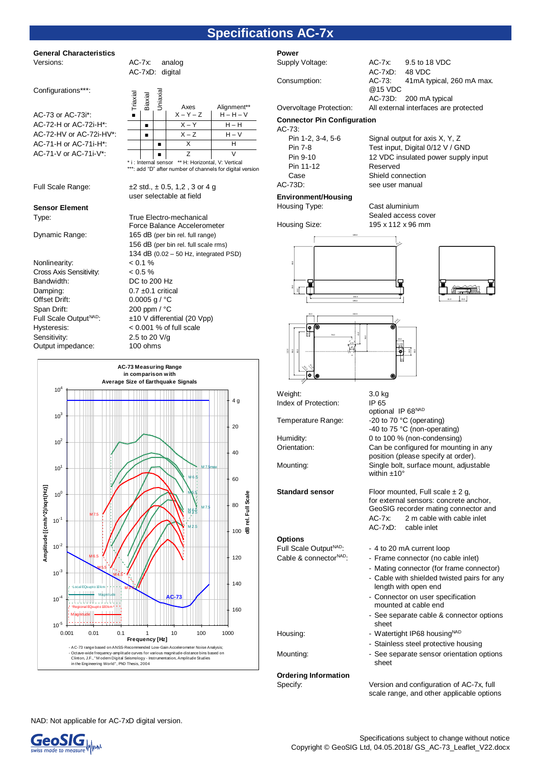# Specifications AC-7x

## General Characteristics

Versions: AC-7x: analog
AC-7xD: digital

Configurations***:

| | Triaxial | Biaxial | Uniaxial | Axes | Alignment** |
|---|---|---|---|---|---|
| AC-73 or AC-73i*: | ■ | | | X – Y – Z | H – H – V |
| AC-72-H or AC-72i-H*: | | ■ | | X – Y | H – H |
| AC-72-HV or AC-72i-HV*: | | ■ | | X – Z | H – V |
| AC-71-H or AC-71i-H*: | | | ■ | X | H |
| AC-71-V or AC-71i-V*: | | | ■ | Z | V |

\* i : Internal sensor ** H: Horizontal, V: Vertical
***: add "D" after number of channels for digital version

Full Scale Range: ±2 std., ± 0.5, 1,2 , 3 or 4 g
user selectable at field

## Sensor Element

| | |
|---|---|
| Type: | True Electro-mechanical Force Balance Accelerometer |
| Dynamic Range: | 165 dB (per bin rel. full range) |
| | 156 dB (per bin rel. full scale rms) |
| | 134 dB (0.02 – 50 Hz, integrated PSD) |
| Nonlinearity: | < 0.1 % |
| Cross Axis Sensitivity: | < 0.5 % |
| Bandwidth: | DC to 200 Hz |
| Damping: | 0.7 ±0.1 critical |
| Offset Drift: | 0.0005 g / °C |
| Span Drift: | 200 ppm / °C |
| Full Scale Output[NAD]: | ±10 V differential (20 Vpp) |
| Hysteresis: | < 0.001 % of full scale |
| Sensitivity: | 2.5 to 20 V/g |
| Output impedance: | 100 ohms |

AC-73 Measuring Range
in comparison with
Average Size of Earthquake Signals

Amplitude [(cm/s^2)/sqrt(Hz)]
Frequency [Hz]
dB rel. Full Scale
4 g
AC-73
M 7.5max, M 6.5, M 5.5, M 4.5, M 3.5, M 2.5, M 7.5
Local EQs up to 10 km Magnitude
Regional EQs up to 100 km Magnitude

- AC-73 range based on ANSS-Recommended Low-Gain Accelerometer Noise Analysis;
- Octave-wide frequency-amplitude curves for various magnitude-distance bins based on Clinton, J.F., "Modern Digital Seismology - Instrumentation, Amplitude Studies in the Engineering World", PhD Thesis, 2004

## Power

| | |
|---|---|
| Supply Voltage: | AC-7x: 9.5 to 18 VDC |
| | AC-7xD: 48 VDC |
| Consumption: | AC-73: 41mA typical, 260 mA max. @15 VDC |
| | AC-73D: 200 mA typical |
| Overvoltage Protection: | All external interfaces are protected |

## Connector Pin Configuration

AC-73:

| | |
|---|---|
| Pin 1-2, 3-4, 5-6 | Signal output for axis X, Y, Z |
| Pin 7-8 | Test input, Digital 0/12 V / GND |
| Pin 9-10 | 12 VDC insulated power supply input |
| Pin 11-12 | Reserved |
| Case | Shield connection |

AC-73D: see user manual

## Environment/Housing

| | |
|---|---|
| Housing Type: | Cast aluminium, Sealed access cover |
| Housing Size: | 195 x 112 x 96 mm |
| Weight: | 3.0 kg |
| Index of Protection: | IP 65, optional IP 68[NAD] |
| Temperature Range: | -20 to 70 °C (operating) |
| | -40 to 75 °C (non-operating) |
| Humidity: | 0 to 100 % (non-condensing) |
| Orientation: | Can be configured for mounting in any position (please specify at order). |
| Mounting: | Single bolt, surface mount, adjustable within ±10° |

## Standard sensor

Floor mounted, Full scale ± 2 g, for external sensors: concrete anchor, GeoSIG recorder mating connector and
AC-7x: 2 m cable with cable inlet
AC-7xD: cable inlet

## Options

Full Scale Output[NAD]:
- 4 to 20 mA current loop

Cable & connector[NAD]:
- Frame connector (no cable inlet)
- Mating connector (for frame connector)
- Cable with shielded twisted pairs for any length with open end
- Connector on user specification mounted at cable end
- See separate cable & connector options sheet

Housing:
- Watertight IP68 housing[NAD]
- Stainless steel protective housing

Mounting:
- See separate sensor orientation options sheet

## Ordering Information

Specify: Version and configuration of AC-7x, full scale range, and other applicable options

NAD: Not applicable for AC-7xD digital version.

Specifications subject to change without notice
Copyright © GeoSIG Ltd, 04.05.2018/ GS_AC-73_Leaflet_V22.docx